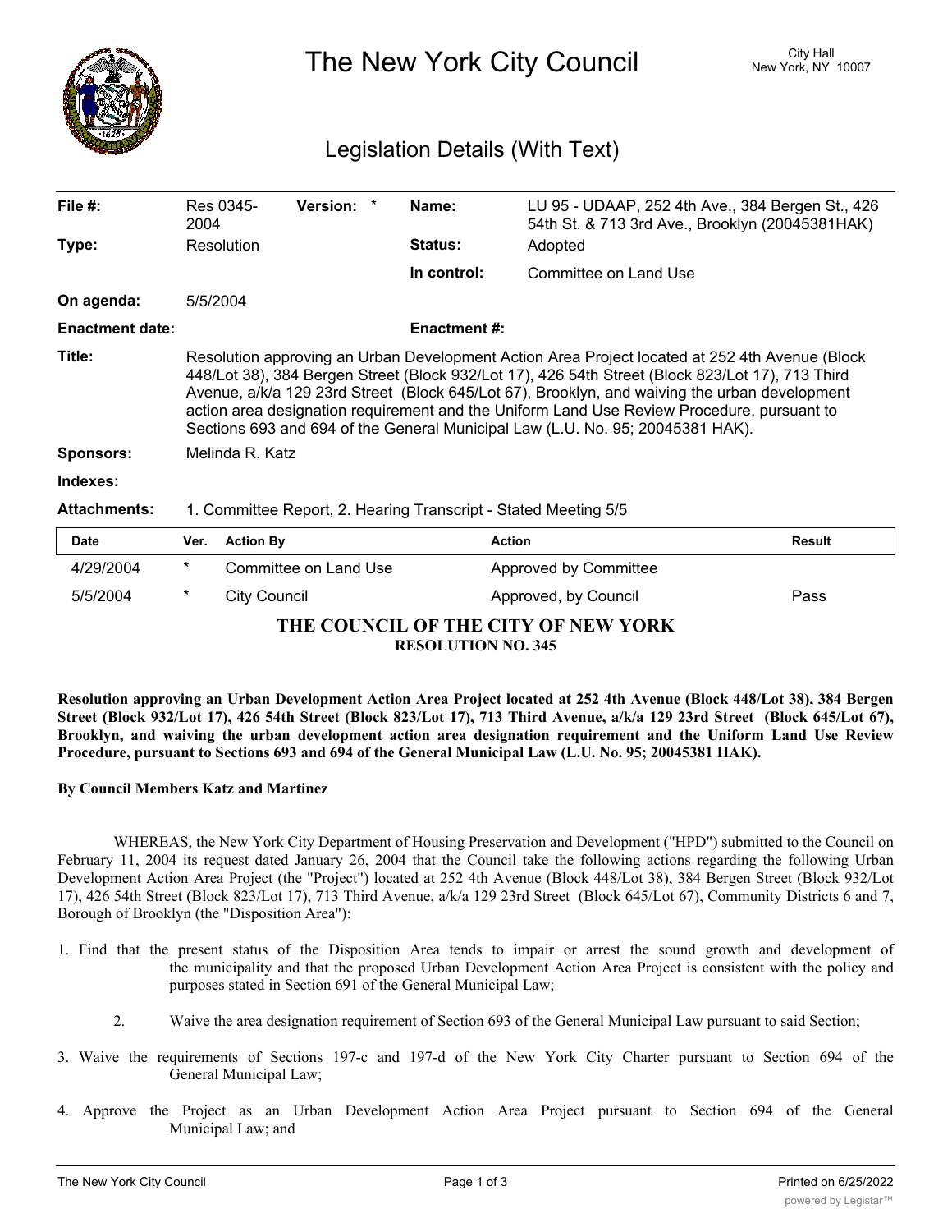# The New York City Council

City Hall
New York, NY 10007

## Legislation Details (With Text)

| | | | |
|---|---|---|---|
| **File #:** | Res 0345-2004 **Version:** * | **Name:** | LU 95 - UDAAP, 252 4th Ave., 384 Bergen St., 426 54th St. & 713 3rd Ave., Brooklyn (20045381HAK) |
| **Type:** | Resolution | **Status:** | Adopted |
| | | **In control:** | Committee on Land Use |
| **On agenda:** | 5/5/2004 | | |
| **Enactment date:** | | **Enactment #:** | |

**Title:** Resolution approving an Urban Development Action Area Project located at 252 4th Avenue (Block 448/Lot 38), 384 Bergen Street (Block 932/Lot 17), 426 54th Street (Block 823/Lot 17), 713 Third Avenue, a/k/a 129 23rd Street (Block 645/Lot 67), Brooklyn, and waiving the urban development action area designation requirement and the Uniform Land Use Review Procedure, pursuant to Sections 693 and 694 of the General Municipal Law (L.U. No. 95; 20045381 HAK).

**Sponsors:** Melinda R. Katz

**Indexes:**

**Attachments:** 1. Committee Report, 2. Hearing Transcript - Stated Meeting 5/5

| Date | Ver. | Action By | Action | Result |
|---|---|---|---|---|
| 4/29/2004 | * | Committee on Land Use | Approved by Committee | |
| 5/5/2004 | * | City Council | Approved, by Council | Pass |

## THE COUNCIL OF THE CITY OF NEW YORK
### RESOLUTION NO. 345

**Resolution approving an Urban Development Action Area Project located at 252 4th Avenue (Block 448/Lot 38), 384 Bergen Street (Block 932/Lot 17), 426 54th Street (Block 823/Lot 17), 713 Third Avenue, a/k/a 129 23rd Street (Block 645/Lot 67), Brooklyn, and waiving the urban development action area designation requirement and the Uniform Land Use Review Procedure, pursuant to Sections 693 and 694 of the General Municipal Law (L.U. No. 95; 20045381 HAK).**

**By Council Members Katz and Martinez**

WHEREAS, the New York City Department of Housing Preservation and Development ("HPD") submitted to the Council on February 11, 2004 its request dated January 26, 2004 that the Council take the following actions regarding the following Urban Development Action Area Project (the "Project") located at 252 4th Avenue (Block 448/Lot 38), 384 Bergen Street (Block 932/Lot 17), 426 54th Street (Block 823/Lot 17), 713 Third Avenue, a/k/a 129 23rd Street (Block 645/Lot 67), Community Districts 6 and 7, Borough of Brooklyn (the "Disposition Area"):

1. Find that the present status of the Disposition Area tends to impair or arrest the sound growth and development of the municipality and that the proposed Urban Development Action Area Project is consistent with the policy and purposes stated in Section 691 of the General Municipal Law;

2. Waive the area designation requirement of Section 693 of the General Municipal Law pursuant to said Section;

3. Waive the requirements of Sections 197-c and 197-d of the New York City Charter pursuant to Section 694 of the General Municipal Law;

4. Approve the Project as an Urban Development Action Area Project pursuant to Section 694 of the General Municipal Law; and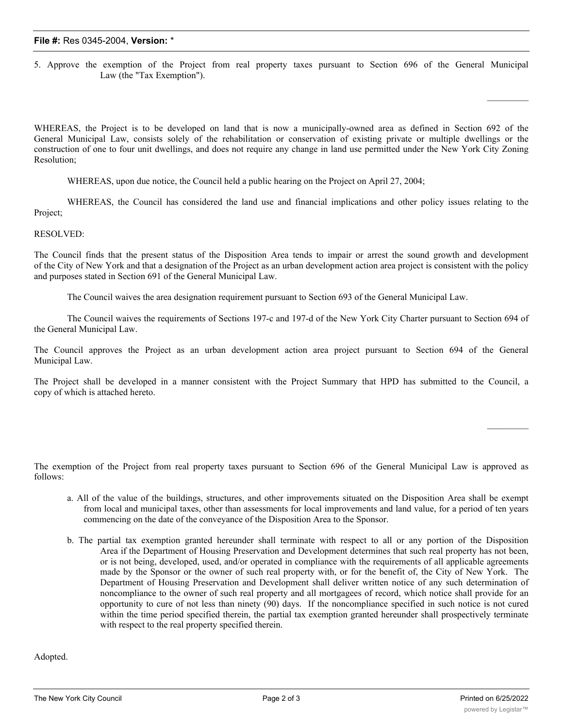5. Approve the exemption of the Project from real property taxes pursuant to Section 696 of the General Municipal Law (the "Tax Exemption").

\_\_\_\_\_\_\_\_\_

WHEREAS, the Project is to be developed on land that is now a municipally-owned area as defined in Section 692 of the General Municipal Law, consists solely of the rehabilitation or conservation of existing private or multiple dwellings or the construction of one to four unit dwellings, and does not require any change in land use permitted under the New York City Zoning Resolution;

WHEREAS, upon due notice, the Council held a public hearing on the Project on April 27, 2004;

WHEREAS, the Council has considered the land use and financial implications and other policy issues relating to the Project;

RESOLVED:

The Council finds that the present status of the Disposition Area tends to impair or arrest the sound growth and development of the City of New York and that a designation of the Project as an urban development action area project is consistent with the policy and purposes stated in Section 691 of the General Municipal Law.

The Council waives the area designation requirement pursuant to Section 693 of the General Municipal Law.

The Council waives the requirements of Sections 197-c and 197-d of the New York City Charter pursuant to Section 694 of the General Municipal Law.

The Council approves the Project as an urban development action area project pursuant to Section 694 of the General Municipal Law.

The Project shall be developed in a manner consistent with the Project Summary that HPD has submitted to the Council, a copy of which is attached hereto.

\_\_\_\_\_\_\_\_\_

The exemption of the Project from real property taxes pursuant to Section 696 of the General Municipal Law is approved as follows:

a. All of the value of the buildings, structures, and other improvements situated on the Disposition Area shall be exempt from local and municipal taxes, other than assessments for local improvements and land value, for a period of ten years commencing on the date of the conveyance of the Disposition Area to the Sponsor.

b. The partial tax exemption granted hereunder shall terminate with respect to all or any portion of the Disposition Area if the Department of Housing Preservation and Development determines that such real property has not been, or is not being, developed, used, and/or operated in compliance with the requirements of all applicable agreements made by the Sponsor or the owner of such real property with, or for the benefit of, the City of New York. The Department of Housing Preservation and Development shall deliver written notice of any such determination of noncompliance to the owner of such real property and all mortgagees of record, which notice shall provide for an opportunity to cure of not less than ninety (90) days. If the noncompliance specified in such notice is not cured within the time period specified therein, the partial tax exemption granted hereunder shall prospectively terminate with respect to the real property specified therein.

Adopted.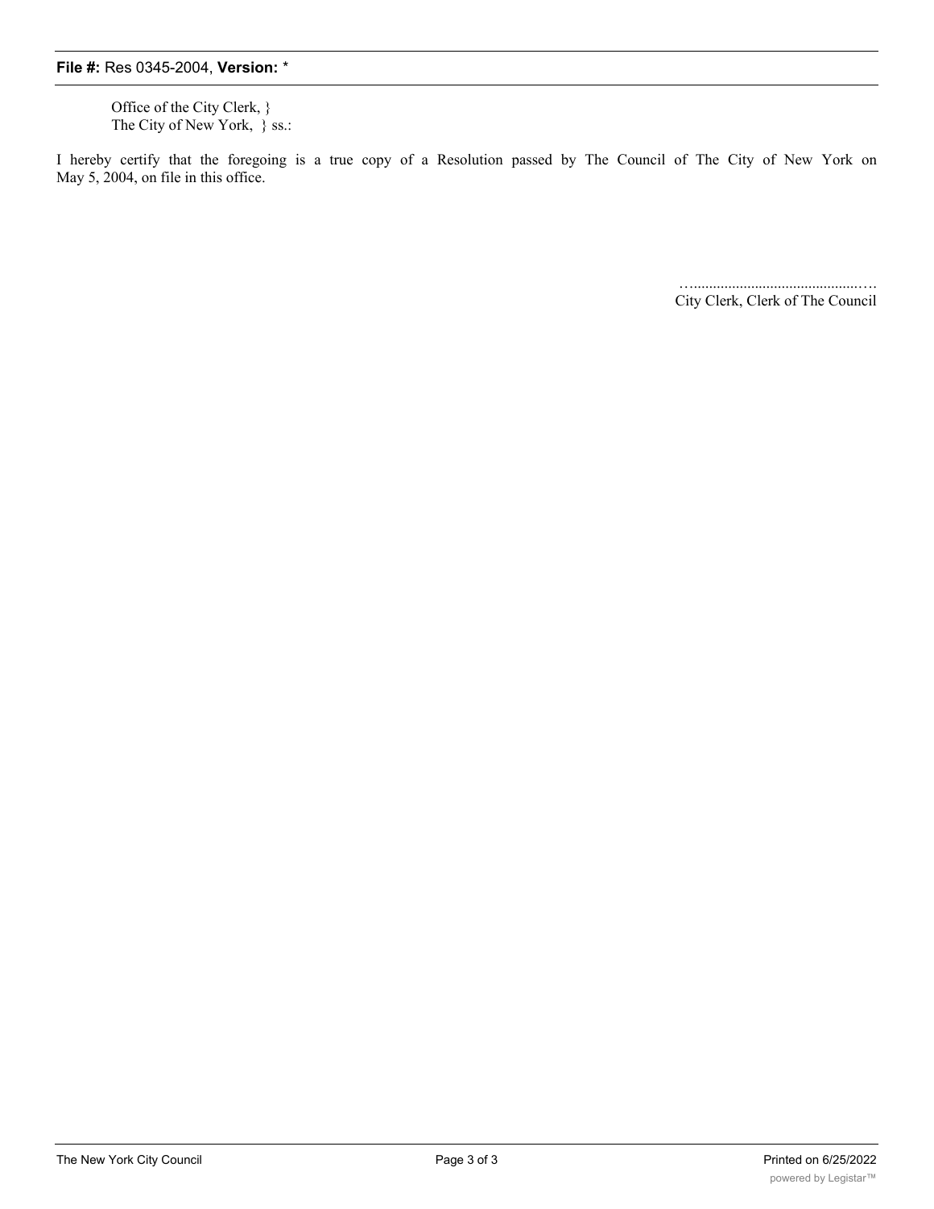Office of the City Clerk, }
The City of New York, } ss.:

I hereby certify that the foregoing is a true copy of a Resolution passed by The Council of The City of New York on May 5, 2004, on file in this office.

…..........................................…
City Clerk, Clerk of The Council